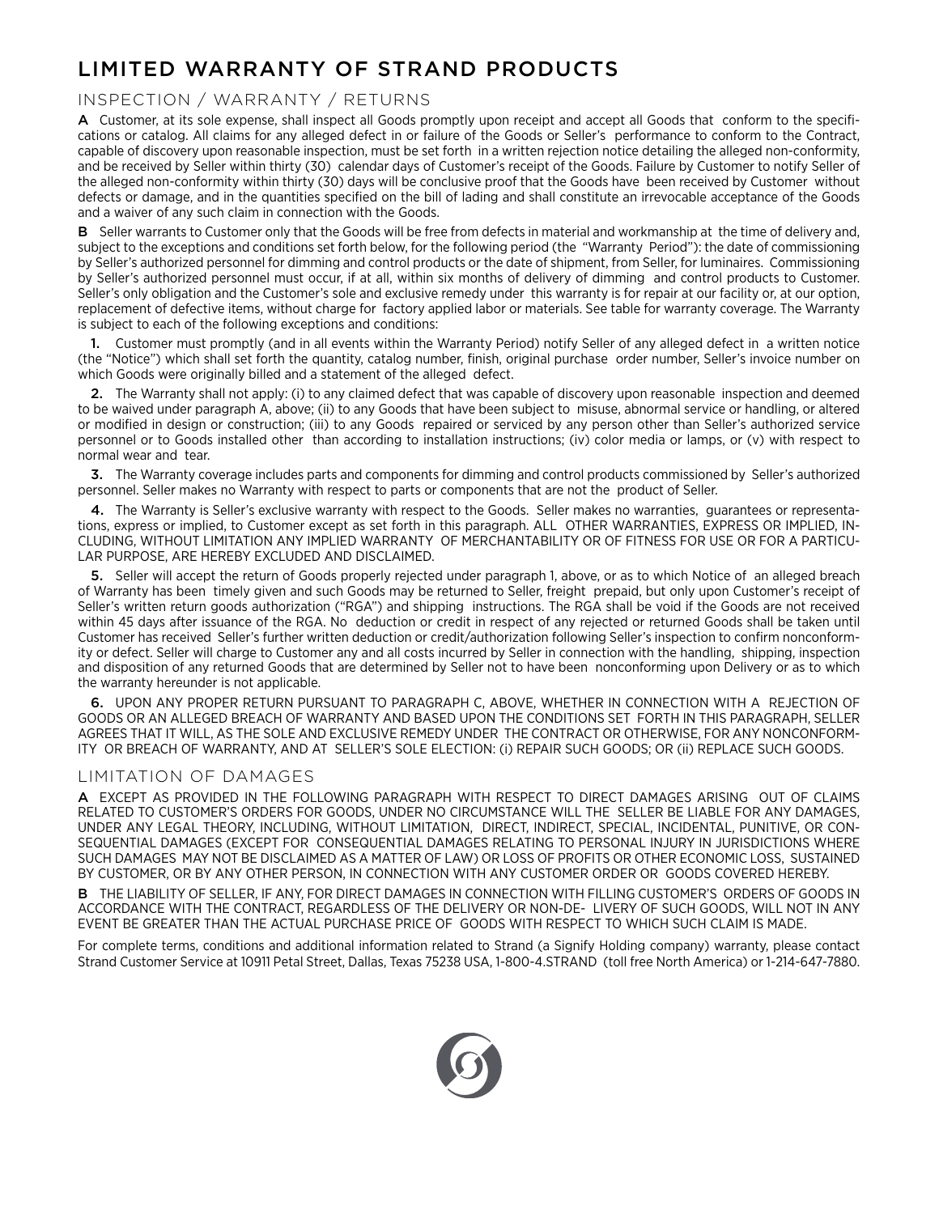# LIMITED WARRANTY OF STRAND PRODUCTS

## INSPECTION / WARRANTY / RETURNS

**A** Customer, at its sole expense, shall inspect all Goods promptly upon receipt and accept all Goods that conform to the specifications or catalog. All claims for any alleged defect in or failure of the Goods or Seller's performance to conform to the Contract, capable of discovery upon reasonable inspection, must be set forth in a written rejection notice detailing the alleged non-conformity, and be received by Seller within thirty (30) calendar days of Customer's receipt of the Goods. Failure by Customer to notify Seller of the alleged non-conformity within thirty (30) days will be conclusive proof that the Goods have been received by Customer without defects or damage, and in the quantities specified on the bill of lading and shall constitute an irrevocable acceptance of the Goods and a waiver of any such claim in connection with the Goods.

**B** Seller warrants to Customer only that the Goods will be free from defects in material and workmanship at the time of delivery and, subject to the exceptions and conditions set forth below, for the following period (the "Warranty Period"): the date of commissioning by Seller's authorized personnel for dimming and control products or the date of shipment, from Seller, for luminaires. Commissioning by Seller's authorized personnel must occur, if at all, within six months of delivery of dimming and control products to Customer. Seller's only obligation and the Customer's sole and exclusive remedy under this warranty is for repair at our facility or, at our option, replacement of defective items, without charge for factory applied labor or materials. See table for warranty coverage. The Warranty is subject to each of the following exceptions and conditions:

**1.** Customer must promptly (and in all events within the Warranty Period) notify Seller of any alleged defect in a written notice (the "Notice") which shall set forth the quantity, catalog number, finish, original purchase order number, Seller's invoice number on which Goods were originally billed and a statement of the alleged defect.

**2.** The Warranty shall not apply: (i) to any claimed defect that was capable of discovery upon reasonable inspection and deemed to be waived under paragraph A, above; (ii) to any Goods that have been subject to misuse, abnormal service or handling, or altered or modified in design or construction; (iii) to any Goods repaired or serviced by any person other than Seller's authorized service personnel or to Goods installed other than according to installation instructions; (iv) color media or lamps, or (v) with respect to normal wear and tear.

**3.** The Warranty coverage includes parts and components for dimming and control products commissioned by Seller's authorized personnel. Seller makes no Warranty with respect to parts or components that are not the product of Seller.

**4.** The Warranty is Seller's exclusive warranty with respect to the Goods. Seller makes no warranties, guarantees or representations, express or implied, to Customer except as set forth in this paragraph. ALL OTHER WARRANTIES, EXPRESS OR IMPLIED, INCLUDING, WITHOUT LIMITATION ANY IMPLIED WARRANTY OF MERCHANTABILITY OR OF FITNESS FOR USE OR FOR A PARTICULAR PURPOSE, ARE HEREBY EXCLUDED AND DISCLAIMED.

**5.** Seller will accept the return of Goods properly rejected under paragraph 1, above, or as to which Notice of an alleged breach of Warranty has been timely given and such Goods may be returned to Seller, freight prepaid, but only upon Customer's receipt of Seller's written return goods authorization ("RGA") and shipping instructions. The RGA shall be void if the Goods are not received within 45 days after issuance of the RGA. No deduction or credit in respect of any rejected or returned Goods shall be taken until Customer has received Seller's further written deduction or credit/authorization following Seller's inspection to confirm nonconformity or defect. Seller will charge to Customer any and all costs incurred by Seller in connection with the handling, shipping, inspection and disposition of any returned Goods that are determined by Seller not to have been nonconforming upon Delivery or as to which the warranty hereunder is not applicable.

**6.** UPON ANY PROPER RETURN PURSUANT TO PARAGRAPH C, ABOVE, WHETHER IN CONNECTION WITH A REJECTION OF GOODS OR AN ALLEGED BREACH OF WARRANTY AND BASED UPON THE CONDITIONS SET FORTH IN THIS PARAGRAPH, SELLER AGREES THAT IT WILL, AS THE SOLE AND EXCLUSIVE REMEDY UNDER THE CONTRACT OR OTHERWISE, FOR ANY NONCONFORMITY OR BREACH OF WARRANTY, AND AT SELLER'S SOLE ELECTION: (i) REPAIR SUCH GOODS; OR (ii) REPLACE SUCH GOODS.

## LIMITATION OF DAMAGES

**A** EXCEPT AS PROVIDED IN THE FOLLOWING PARAGRAPH WITH RESPECT TO DIRECT DAMAGES ARISING OUT OF CLAIMS RELATED TO CUSTOMER'S ORDERS FOR GOODS, UNDER NO CIRCUMSTANCE WILL THE SELLER BE LIABLE FOR ANY DAMAGES, UNDER ANY LEGAL THEORY, INCLUDING, WITHOUT LIMITATION, DIRECT, INDIRECT, SPECIAL, INCIDENTAL, PUNITIVE, OR CONSEQUENTIAL DAMAGES (EXCEPT FOR CONSEQUENTIAL DAMAGES RELATING TO PERSONAL INJURY IN JURISDICTIONS WHERE SUCH DAMAGES MAY NOT BE DISCLAIMED AS A MATTER OF LAW) OR LOSS OF PROFITS OR OTHER ECONOMIC LOSS, SUSTAINED BY CUSTOMER, OR BY ANY OTHER PERSON, IN CONNECTION WITH ANY CUSTOMER ORDER OR GOODS COVERED HEREBY.

**B** THE LIABILITY OF SELLER, IF ANY, FOR DIRECT DAMAGES IN CONNECTION WITH FILLING CUSTOMER'S ORDERS OF GOODS IN ACCORDANCE WITH THE CONTRACT, REGARDLESS OF THE DELIVERY OR NON-DELIVERY OF SUCH GOODS, WILL NOT IN ANY EVENT BE GREATER THAN THE ACTUAL PURCHASE PRICE OF GOODS WITH RESPECT TO WHICH SUCH CLAIM IS MADE.

For complete terms, conditions and additional information related to Strand (a Signify Holding company) warranty, please contact Strand Customer Service at 10911 Petal Street, Dallas, Texas 75238 USA, 1-800-4.STRAND (toll free North America) or 1-214-647-7880.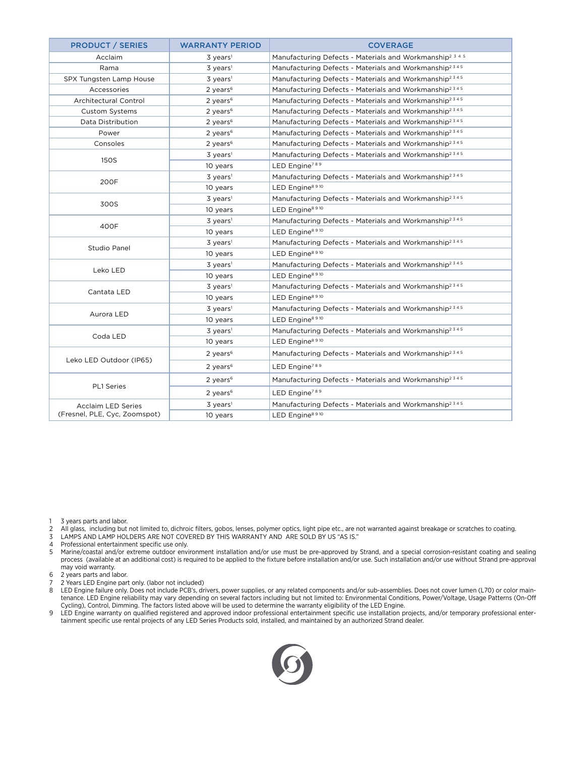| PRODUCT / SERIES | WARRANTY PERIOD | COVERAGE |
|---|---|---|
| Acclaim | 3 years[1] | Manufacturing Defects - Materials and Workmanship[2 3 4 5] |
| Rama | 3 years[1] | Manufacturing Defects - Materials and Workmanship[2 3 4 5] |
| SPX Tungsten Lamp House | 3 years[1] | Manufacturing Defects - Materials and Workmanship[2 3 4 5] |
| Accessories | 2 years[6] | Manufacturing Defects - Materials and Workmanship[2 3 4 5] |
| Architectural Control | 2 years[6] | Manufacturing Defects - Materials and Workmanship[2 3 4 5] |
| Custom Systems | 2 years[6] | Manufacturing Defects - Materials and Workmanship[2 3 4 5] |
| Data Distribution | 2 years[6] | Manufacturing Defects - Materials and Workmanship[2 3 4 5] |
| Power | 2 years[6] | Manufacturing Defects - Materials and Workmanship[2 3 4 5] |
| Consoles | 2 years[6] | Manufacturing Defects - Materials and Workmanship[2 3 4 5] |
| 150S | 3 years[1] | Manufacturing Defects - Materials and Workmanship[2 3 4 5] |
| | 10 years | LED Engine[7 8 9] |
| 200F | 3 years[1] | Manufacturing Defects - Materials and Workmanship[2 3 4 5] |
| | 10 years | LED Engine[8 9 10] |
| 300S | 3 years[1] | Manufacturing Defects - Materials and Workmanship[2 3 4 5] |
| | 10 years | LED Engine[8 9 10] |
| 400F | 3 years[1] | Manufacturing Defects - Materials and Workmanship[2 3 4 5] |
| | 10 years | LED Engine[8 9 10] |
| Studio Panel | 3 years[1] | Manufacturing Defects - Materials and Workmanship[2 3 4 5] |
| | 10 years | LED Engine[8 9 10] |
| Leko LED | 3 years[1] | Manufacturing Defects - Materials and Workmanship[2 3 4 5] |
| | 10 years | LED Engine[8 9 10] |
| Cantata LED | 3 years[1] | Manufacturing Defects - Materials and Workmanship[2 3 4 5] |
| | 10 years | LED Engine[8 9 10] |
| Aurora LED | 3 years[1] | Manufacturing Defects - Materials and Workmanship[2 3 4 5] |
| | 10 years | LED Engine[8 9 10] |
| Coda LED | 3 years[1] | Manufacturing Defects - Materials and Workmanship[2 3 4 5] |
| | 10 years | LED Engine[8 9 10] |
| Leko LED Outdoor (IP65) | 2 years[6] | Manufacturing Defects - Materials and Workmanship[2 3 4 5] |
| | 2 years[6] | LED Engine[7 8 9] |
| PL1 Series | 2 years[6] | Manufacturing Defects - Materials and Workmanship[2 3 4 5] |
| | 2 years[6] | LED Engine[7 8 9] |
| Acclaim LED Series (Fresnel, PLE, Cyc, Zoomspot) | 3 years[1] | Manufacturing Defects - Materials and Workmanship[2 3 4 5] |
| | 10 years | LED Engine[8 9 10] |

1 3 years parts and labor.
2 All glass, including but not limited to, dichroic filters, gobos, lenses, polymer optics, light pipe etc., are not warranted against breakage or scratches to coating.
3 LAMPS AND LAMP HOLDERS ARE NOT COVERED BY THIS WARRANTY AND ARE SOLD BY US "AS IS."
4 Professional entertainment specific use only.
5 Marine/coastal and/or extreme outdoor environment installation and/or use must be pre-approved by Strand, and a special corrosion-resistant coating and sealing process (available at an additional cost) is required to be applied to the fixture before installation and/or use. Such installation and/or use without Strand pre-approval may void warranty.
6 2 years parts and labor.
7 2 Years LED Engine part only. (labor not included)
8 LED Engine failure only. Does not include PCB's, drivers, power supplies, or any related components and/or sub-assemblies. Does not cover lumen (L70) or color maintenance. LED Engine reliability may vary depending on several factors including but not limited to: Environmental Conditions, Power/Voltage, Usage Patterns (On-Off Cycling), Control, Dimming. The factors listed above will be used to determine the warranty eligibility of the LED Engine.
9 LED Engine warranty on qualified registered and approved indoor professional entertainment specific use installation projects, and/or temporary professional entertainment specific use rental projects of any LED Series Products sold, installed, and maintained by an authorized Strand dealer.